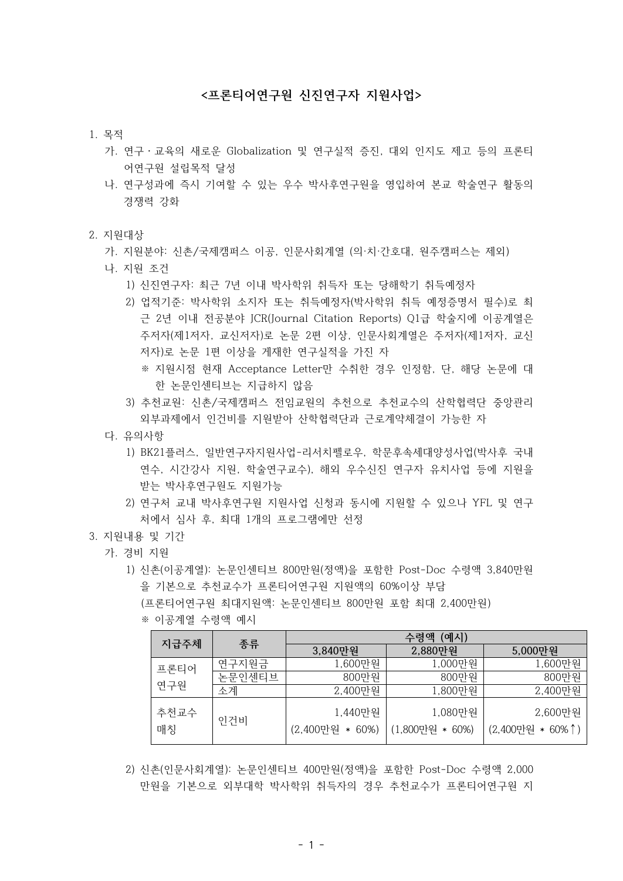# <프론티어연구원 신진연구자 지원사업>

1. 목적

   가. 연구・교육의 새로운 Globalization 및 연구실적 증진, 대외 인지도 제고 등의 프론티어연구원 설립목적 달성

   나. 연구성과에 즉시 기여할 수 있는 우수 박사후연구원을 영입하여 본교 학술연구 활동의 경쟁력 강화

2. 지원대상

   가. 지원분야: 신촌/국제캠퍼스 이공, 인문사회계열 (의·치·간호대, 원주캠퍼스는 제외)

   나. 지원 조건

      1) 신진연구자: 최근 7년 이내 박사학위 취득자 또는 당해학기 취득예정자

      2) 업적기준: 박사학위 소지자 또는 취득예정자(박사학위 취득 예정증명서 필수)로 최근 2년 이내 전공분야 JCR(Journal Citation Reports) Q1급 학술지에 이공계열은 주저자(제1저자, 교신저자)로 논문 2편 이상, 인문사회계열은 주저자(제1저자, 교신저자)로 논문 1편 이상을 게재한 연구실적을 가진 자

         ※ 지원시점 현재 Acceptance Letter만 수취한 경우 인정함, 단, 해당 논문에 대한 논문인센티브는 지급하지 않음

      3) 추천교원: 신촌/국제캠퍼스 전임교원의 추천으로 추천교수의 산학협력단 중앙관리 외부과제에서 인건비를 지원받아 산학협력단과 근로계약체결이 가능한 자

   다. 유의사항

      1) BK21플러스, 일반연구자지원사업-리서치펠로우, 학문후속세대양성사업(박사후 국내연수, 시간강사 지원, 학술연구교수), 해외 우수신진 연구자 유치사업 등에 지원을 받는 박사후연구원도 지원가능

      2) 연구처 교내 박사후연구원 지원사업 신청과 동시에 지원할 수 있으나 YFL 및 연구처에서 심사 후, 최대 1개의 프로그램에만 선정

3. 지원내용 및 기간

   가. 경비 지원

      1) 신촌(이공계열): 논문인센티브 800만원(정액)을 포함한 Post-Doc 수령액 3,840만원을 기본으로 추천교수가 프론티어연구원 지원액의 60%이상 부담
      (프론티어연구원 최대지원액: 논문인센티브 800만원 포함 최대 2,400만원)

      ※ 이공계열 수령액 예시

| 지급주체 | 종류 | 수령액 (예시) | | |
|---|---|---|---|---|
| | | 3,840만원 | 2,880만원 | 5,000만원 |
| 프론티어 연구원 | 연구지원금 | 1,600만원 | 1,000만원 | 1,600만원 |
| | 논문인센티브 | 800만원 | 800만원 | 800만원 |
| | 소계 | 2,400만원 | 1,800만원 | 2,400만원 |
| 추천교수 매칭 | 인건비 | 1,440만원 (2,400만원 * 60%) | 1,080만원 (1,800만원 * 60%) | 2,600만원 (2,400만원 * 60%↑) |

      2) 신촌(인문사회계열): 논문인센티브 400만원(정액)을 포함한 Post-Doc 수령액 2,000만원을 기본으로 외부대학 박사학위 취득자의 경우 추천교수가 프론티어연구원 지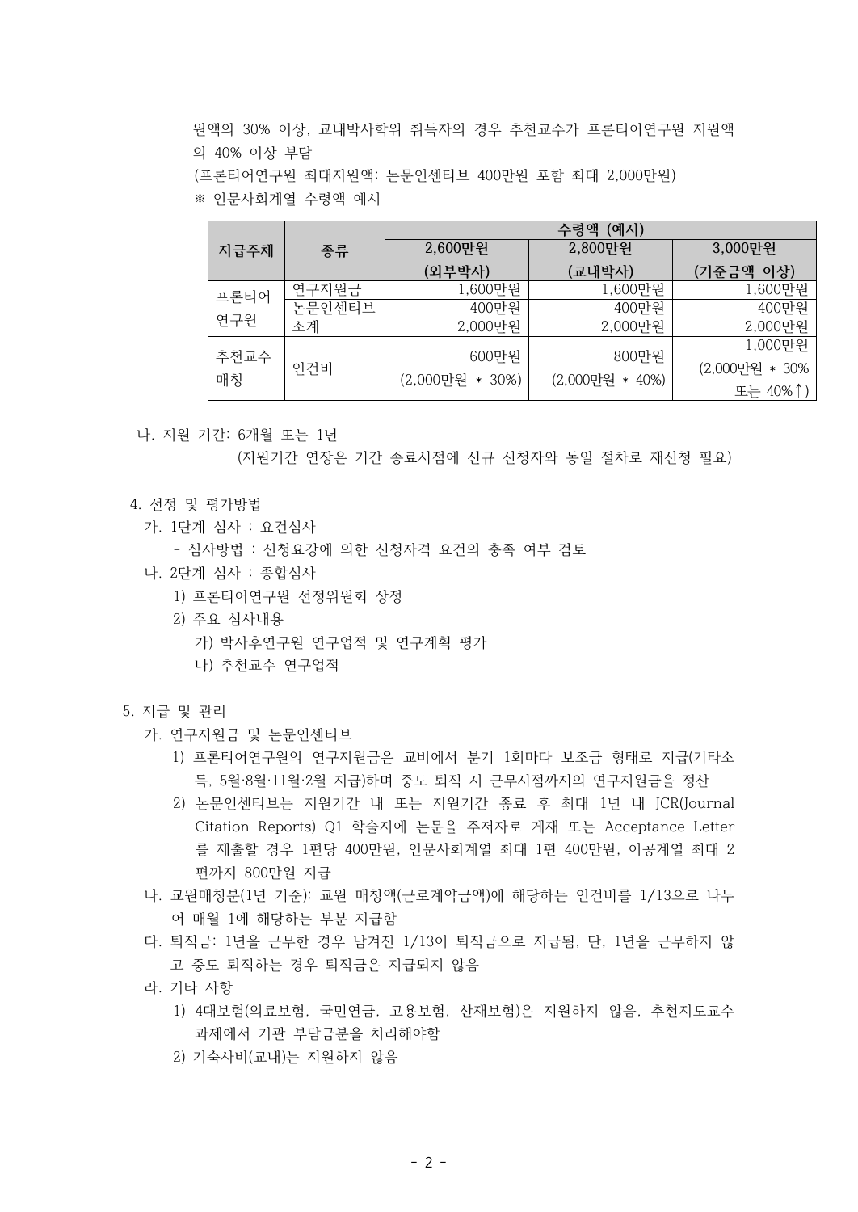원액의 30% 이상, 교내박사학위 취득자의 경우 추천교수가 프론티어연구원 지원액의 40% 이상 부담

(프론티어연구원 최대지원액: 논문인센티브 400만원 포함 최대 2,000만원)

※ 인문사회계열 수령액 예시

| 지급주체 | 종류 | 수령액 (예시) | | |
|---|---|---|---|---|
| | | 2,600만원 (외부박사) | 2,800만원 (교내박사) | 3,000만원 (기준금액 이상) |
| 프론티어 연구원 | 연구지원금 | 1,600만원 | 1,600만원 | 1,600만원 |
| | 논문인센티브 | 400만원 | 400만원 | 400만원 |
| | 소계 | 2,000만원 | 2,000만원 | 2,000만원 |
| 추천교수 매칭 | 인건비 | 600만원 (2,000만원 * 30%) | 800만원 (2,000만원 * 40%) | 1,000만원 (2,000만원 * 30% 또는 40%↑) |

나. 지원 기간: 6개월 또는 1년
(지원기간 연장은 기간 종료시점에 신규 신청자와 동일 절차로 재신청 필요)

4. 선정 및 평가방법

가. 1단계 심사 : 요건심사
- 심사방법 : 신청요강에 의한 신청자격 요건의 충족 여부 검토

나. 2단계 심사 : 종합심사
1) 프론티어연구원 선정위원회 상정
2) 주요 심사내용
가) 박사후연구원 연구업적 및 연구계획 평가
나) 추천교수 연구업적

5. 지급 및 관리

가. 연구지원금 및 논문인센티브
1) 프론티어연구원의 연구지원금은 교비에서 분기 1회마다 보조금 형태로 지급(기타소득, 5월·8월·11월·2월 지급)하며 중도 퇴직 시 근무시점까지의 연구지원금을 정산
2) 논문인센티브는 지원기간 내 또는 지원기간 종료 후 최대 1년 내 JCR(Journal Citation Reports) Q1 학술지에 논문을 주저자로 게재 또는 Acceptance Letter를 제출할 경우 1편당 400만원, 인문사회계열 최대 1편 400만원, 이공계열 최대 2편까지 800만원 지급

나. 교원매칭분(1년 기준): 교원 매칭액(근로계약금액)에 해당하는 인건비를 1/13으로 나누어 매월 1에 해당하는 부분 지급함

다. 퇴직금: 1년을 근무한 경우 남겨진 1/13이 퇴직금으로 지급됨, 단, 1년을 근무하지 않고 중도 퇴직하는 경우 퇴직금은 지급되지 않음

라. 기타 사항
1) 4대보험(의료보험, 국민연금, 고용보험, 산재보험)은 지원하지 않음, 추천지도교수 과제에서 기관 부담금분을 처리해야함
2) 기숙사비(교내)는 지원하지 않음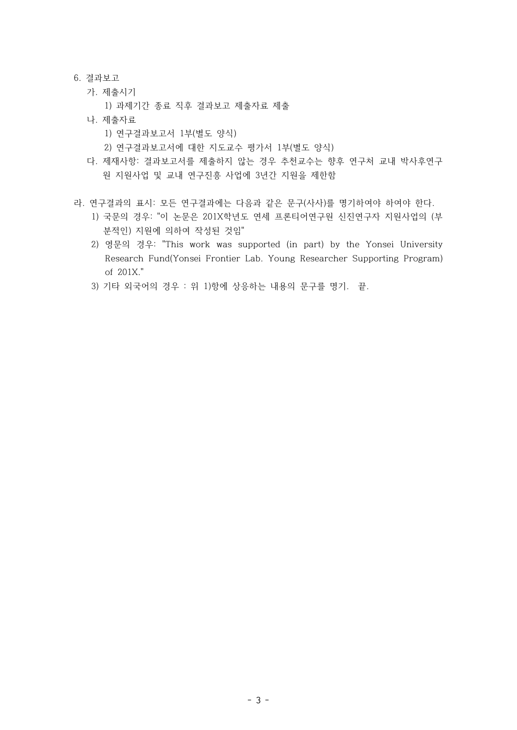6. 결과보고

   가. 제출시기

      1) 과제기간 종료 직후 결과보고 제출자료 제출

   나. 제출자료

      1) 연구결과보고서 1부(별도 양식)

      2) 연구결과보고서에 대한 지도교수 평가서 1부(별도 양식)

   다. 제재사항: 결과보고서를 제출하지 않는 경우 추천교수는 향후 연구처 교내 박사후연구원 지원사업 및 교내 연구진흥 사업에 3년간 지원을 제한함

라. 연구결과의 표시: 모든 연구결과에는 다음과 같은 문구(사사)를 명기하여야 하여야 한다.

   1) 국문의 경우: "이 논문은 201X학년도 연세 프론티어연구원 신진연구자 지원사업의 (부분적인) 지원에 의하여 작성된 것임"

   2) 영문의 경우: "This work was supported (in part) by the Yonsei University Research Fund(Yonsei Frontier Lab. Young Researcher Supporting Program) of 201X."

   3) 기타 외국어의 경우 : 위 1)항에 상응하는 내용의 문구를 명기.  끝.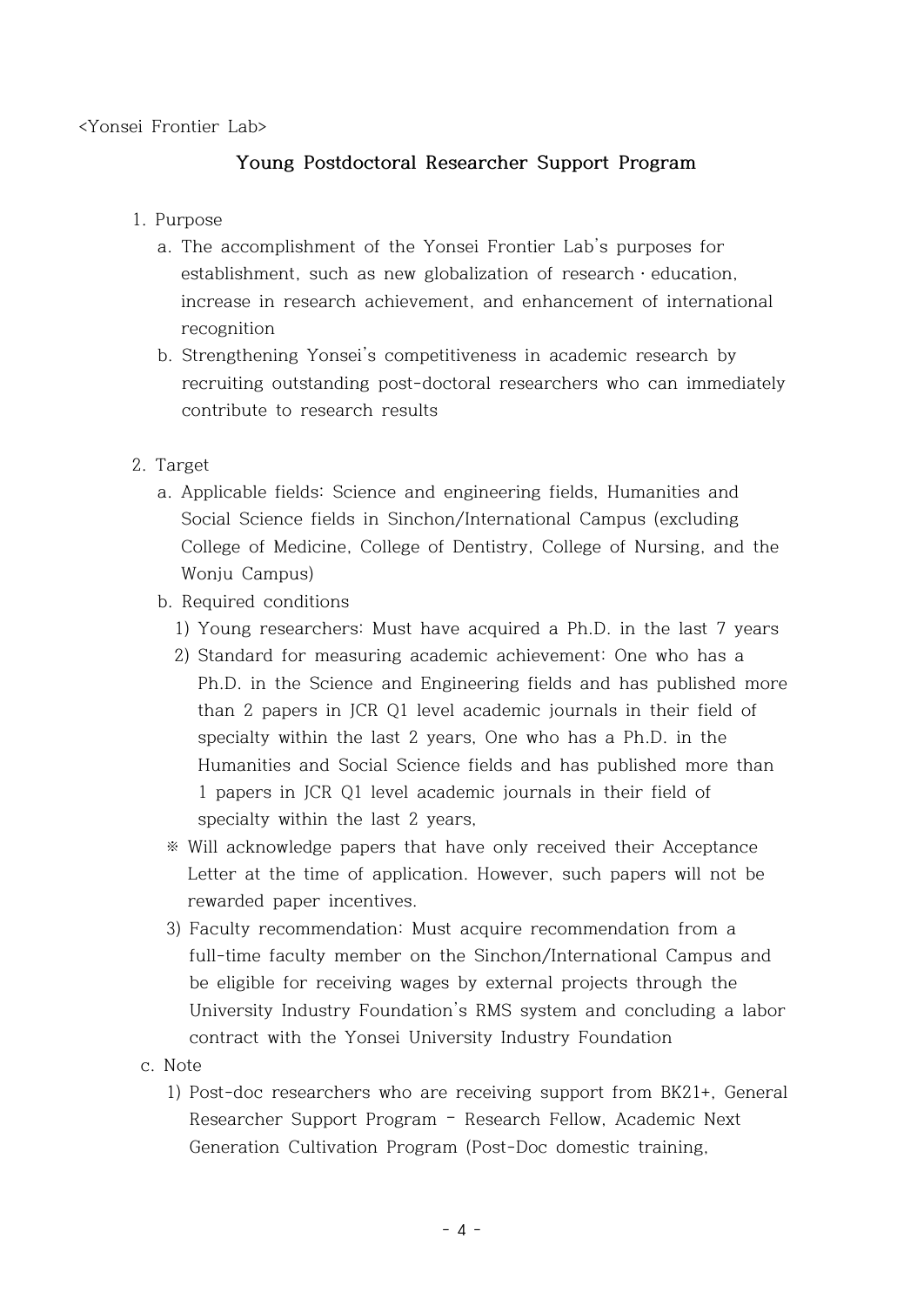<Yonsei Frontier Lab>

## Young Postdoctoral Researcher Support Program

1. Purpose
   a. The accomplishment of the Yonsei Frontier Lab's purposes for establishment, such as new globalization of research · education, increase in research achievement, and enhancement of international recognition
   b. Strengthening Yonsei's competitiveness in academic research by recruiting outstanding post-doctoral researchers who can immediately contribute to research results

2. Target
   a. Applicable fields: Science and engineering fields, Humanities and Social Science fields in Sinchon/International Campus (excluding College of Medicine, College of Dentistry, College of Nursing, and the Wonju Campus)
   b. Required conditions
      1) Young researchers: Must have acquired a Ph.D. in the last 7 years
      2) Standard for measuring academic achievement: One who has a Ph.D. in the Science and Engineering fields and has published more than 2 papers in JCR Q1 level academic journals in their field of specialty within the last 2 years, One who has a Ph.D. in the Humanities and Social Science fields and has published more than 1 papers in JCR Q1 level academic journals in their field of specialty within the last 2 years,

      ※ Will acknowledge papers that have only received their Acceptance Letter at the time of application. However, such papers will not be rewarded paper incentives.

      3) Faculty recommendation: Must acquire recommendation from a full-time faculty member on the Sinchon/International Campus and be eligible for receiving wages by external projects through the University Industry Foundation's RMS system and concluding a labor contract with the Yonsei University Industry Foundation
   c. Note
      1) Post-doc researchers who are receiving support from BK21+, General Researcher Support Program – Research Fellow, Academic Next Generation Cultivation Program (Post-Doc domestic training,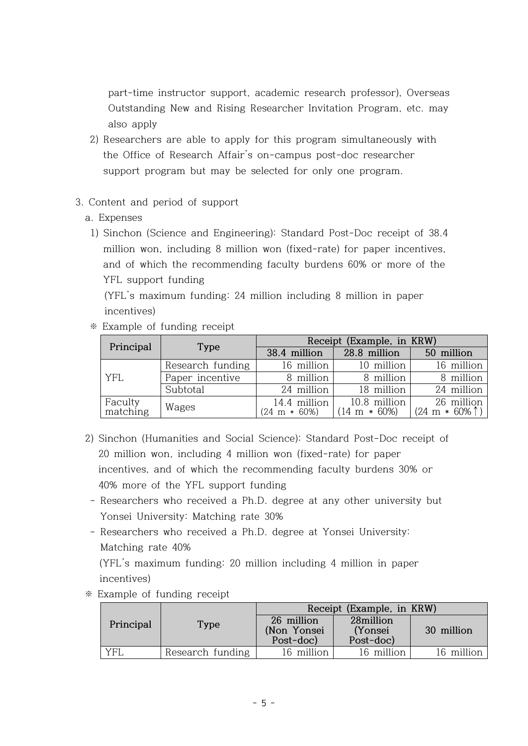part-time instructor support, academic research professor), Overseas Outstanding New and Rising Researcher Invitation Program, etc. may also apply

2) Researchers are able to apply for this program simultaneously with the Office of Research Affair's on-campus post-doc researcher support program but may be selected for only one program.

3. Content and period of support

a. Expenses

1) Sinchon (Science and Engineering): Standard Post-Doc receipt of 38.4 million won, including 8 million won (fixed-rate) for paper incentives, and of which the recommending faculty burdens 60% or more of the YFL support funding

(YFL's maximum funding: 24 million including 8 million in paper incentives)

※ Example of funding receipt

| Principal | Type | Receipt (Example, in KRW) | | |
|---|---|---|---|---|
| | | 38.4 million | 28.8 million | 50 million |
| YFL | Research funding | 16 million | 10 million | 16 million |
| | Paper incentive | 8 million | 8 million | 8 million |
| | Subtotal | 24 million | 18 million | 24 million |
| Faculty matching | Wages | 14.4 million (24 m * 60%) | 10.8 million (14 m * 60%) | 26 million (24 m * 60%↑) |

2) Sinchon (Humanities and Social Science): Standard Post-Doc receipt of 20 million won, including 4 million won (fixed-rate) for paper incentives, and of which the recommending faculty burdens 30% or 40% more of the YFL support funding

- Researchers who received a Ph.D. degree at any other university but Yonsei University: Matching rate 30%
- Researchers who received a Ph.D. degree at Yonsei University: Matching rate 40%

(YFL's maximum funding: 20 million including 4 million in paper incentives)

※ Example of funding receipt

| Principal | Type | Receipt (Example, in KRW) | | |
|---|---|---|---|---|
| | | 26 million (Non Yonsei Post-doc) | 28million (Yonsei Post-doc) | 30 million |
| YFL | Research funding | 16 million | 16 million | 16 million |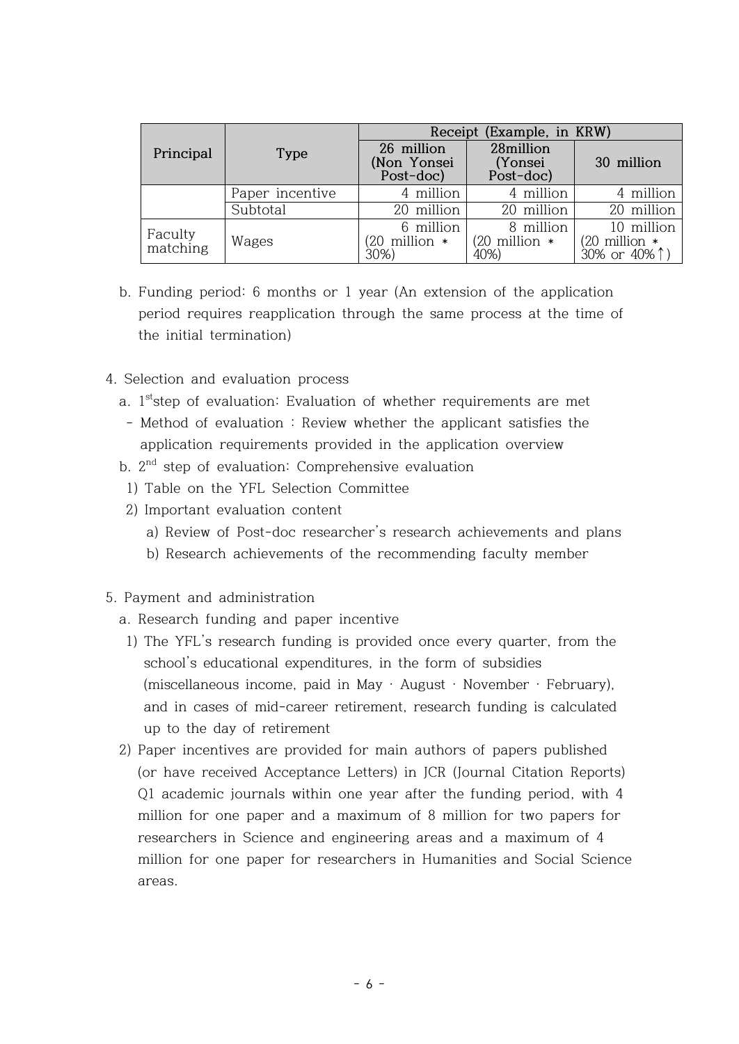| Principal | Type | Receipt (Example, in KRW) | | |
|---|---|---|---|---|
| | | 26 million (Non Yonsei Post-doc) | 28million (Yonsei Post-doc) | 30 million |
| | Paper incentive | 4 million | 4 million | 4 million |
| | Subtotal | 20 million | 20 million | 20 million |
| Faculty matching | Wages | 6 million (20 million * 30%) | 8 million (20 million * 40%) | 10 million (20 million * 30% or 40%↑) |

b. Funding period: 6 months or 1 year (An extension of the application period requires reapplication through the same process at the time of the initial termination)

4. Selection and evaluation process
   a. 1st step of evaluation: Evaluation of whether requirements are met
      - Method of evaluation : Review whether the applicant satisfies the application requirements provided in the application overview
   b. 2nd step of evaluation: Comprehensive evaluation
      1) Table on the YFL Selection Committee
      2) Important evaluation content
         a) Review of Post-doc researcher's research achievements and plans
         b) Research achievements of the recommending faculty member

5. Payment and administration
   a. Research funding and paper incentive
      1) The YFL's research funding is provided once every quarter, from the school's educational expenditures, in the form of subsidies (miscellaneous income, paid in May · August · November · February), and in cases of mid-career retirement, research funding is calculated up to the day of retirement
      2) Paper incentives are provided for main authors of papers published (or have received Acceptance Letters) in JCR (Journal Citation Reports) Q1 academic journals within one year after the funding period, with 4 million for one paper and a maximum of 8 million for two papers for researchers in Science and engineering areas and a maximum of 4 million for one paper for researchers in Humanities and Social Science areas.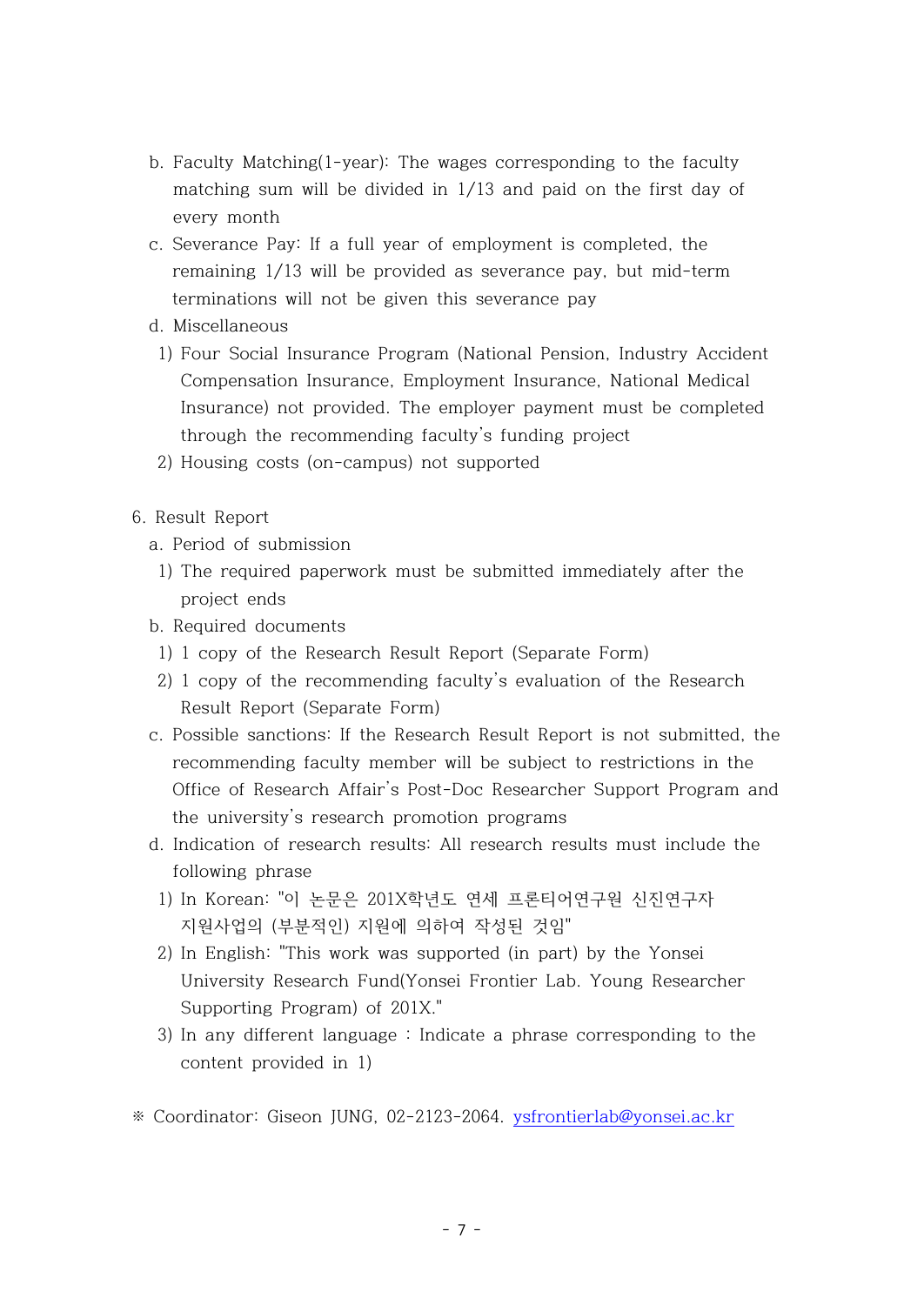b. Faculty Matching(1-year): The wages corresponding to the faculty matching sum will be divided in 1/13 and paid on the first day of every month

c. Severance Pay: If a full year of employment is completed, the remaining 1/13 will be provided as severance pay, but mid-term terminations will not be given this severance pay

d. Miscellaneous

1) Four Social Insurance Program (National Pension, Industry Accident Compensation Insurance, Employment Insurance, National Medical Insurance) not provided. The employer payment must be completed through the recommending faculty's funding project

2) Housing costs (on-campus) not supported

6. Result Report

a. Period of submission

1) The required paperwork must be submitted immediately after the project ends

b. Required documents

1) 1 copy of the Research Result Report (Separate Form)

2) 1 copy of the recommending faculty's evaluation of the Research Result Report (Separate Form)

c. Possible sanctions: If the Research Result Report is not submitted, the recommending faculty member will be subject to restrictions in the Office of Research Affair's Post-Doc Researcher Support Program and the university's research promotion programs

d. Indication of research results: All research results must include the following phrase

1) In Korean: "이 논문은 201X학년도 연세 프론티어연구원 신진연구자 지원사업의 (부분적인) 지원에 의하여 작성된 것임"

2) In English: "This work was supported (in part) by the Yonsei University Research Fund(Yonsei Frontier Lab. Young Researcher Supporting Program) of 201X."

3) In any different language : Indicate a phrase corresponding to the content provided in 1)

※ Coordinator: Giseon JUNG, 02-2123-2064. ysfrontierlab@yonsei.ac.kr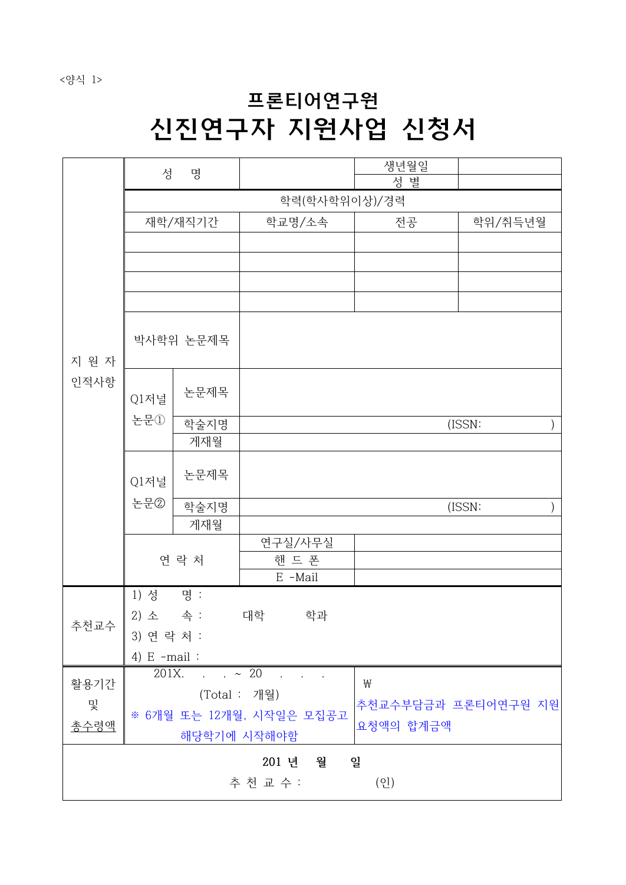<양식 1>

# 프론티어연구원
# 신진연구자 지원사업 신청서

| 지 원 자 인적사항 | 성 명 | | | 생년월일 | |
|---|---|---|---|---|---|
| | | | | 성 별 | |
| | 학력(학사학위이상)/경력 | | | | |
| | 재학/재직기간 | | 학교명/소속 | 전공 | 학위/취득년월 |
| | | | | | |
| | | | | | |
| | | | | | |
| | | | | | |
| | 박사학위 논문제목 | | | | |
| | Q1저널 논문① | 논문제목 | | | |
| | | 학술지명 | (ISSN: ) | | |
| | | 게재월 | | | |
| | Q1저널 논문② | 논문제목 | | | |
| | | 학술지명 | (ISSN: ) | | |
| | | 게재월 | | | |
| | 연 락 처 | | 연구실/사무실 | | |
| | | | 핸 드 폰 | | |
| | | | E -Mail | | |
| 추천교수 | 1) 성 명 :<br>2) 소 속 : 대학 학과<br>3) 연 락 처 :<br>4) E -mail : | | | | |
| 활용기간 및 총수령액 | 201X. . . ~ 20 . . .<br>(Total : 개월)<br>※ 6개월 또는 12개월, 시작일은 모집공고 해당학기에 시작해야함 | | | ₩<br>추천교수부담금과 프론티어연구원 지원 요청액의 합계금액 | |
| **201 년 월 일**<br>추 천 교 수 : (인) | | | | | |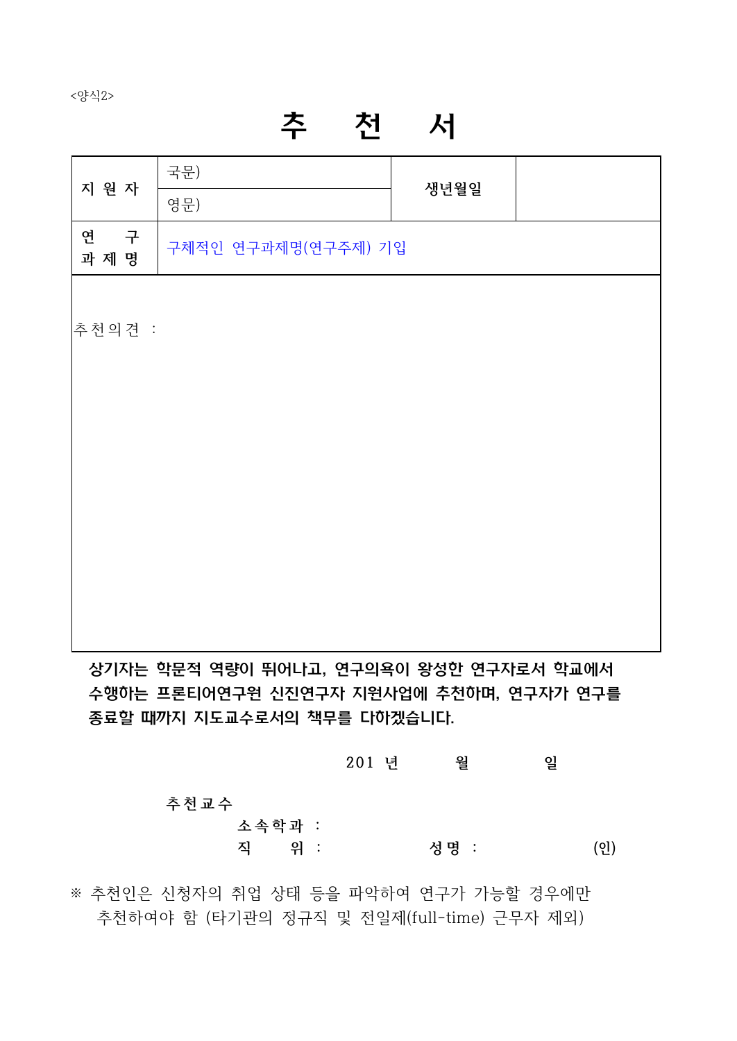<양식2>

# 추 천 서

| 지 원 자 | 국문) | 생년월일 | |
|---|---|---|---|
| | 영문) | | |
| 연 구 과 제 명 | 구체적인 연구과제명(연구주제) 기입 | | |

추천의견 :

**상기자는 학문적 역량이 뛰어나고, 연구의욕이 왕성한 연구자로서 학교에서 수행하는 프론티어연구원 신진연구자 지원사업에 추천하며, 연구자가 연구를 종료할 때까지 지도교수로서의 책무를 다하겠습니다.**

201 년 월 일

**추천교수**

**소속학과** :

**직 위** : **성명** : (인)

※ 추천인은 신청자의 취업 상태 등을 파악하여 연구가 가능할 경우에만 추천하여야 함 (타기관의 정규직 및 전일제(full-time) 근무자 제외)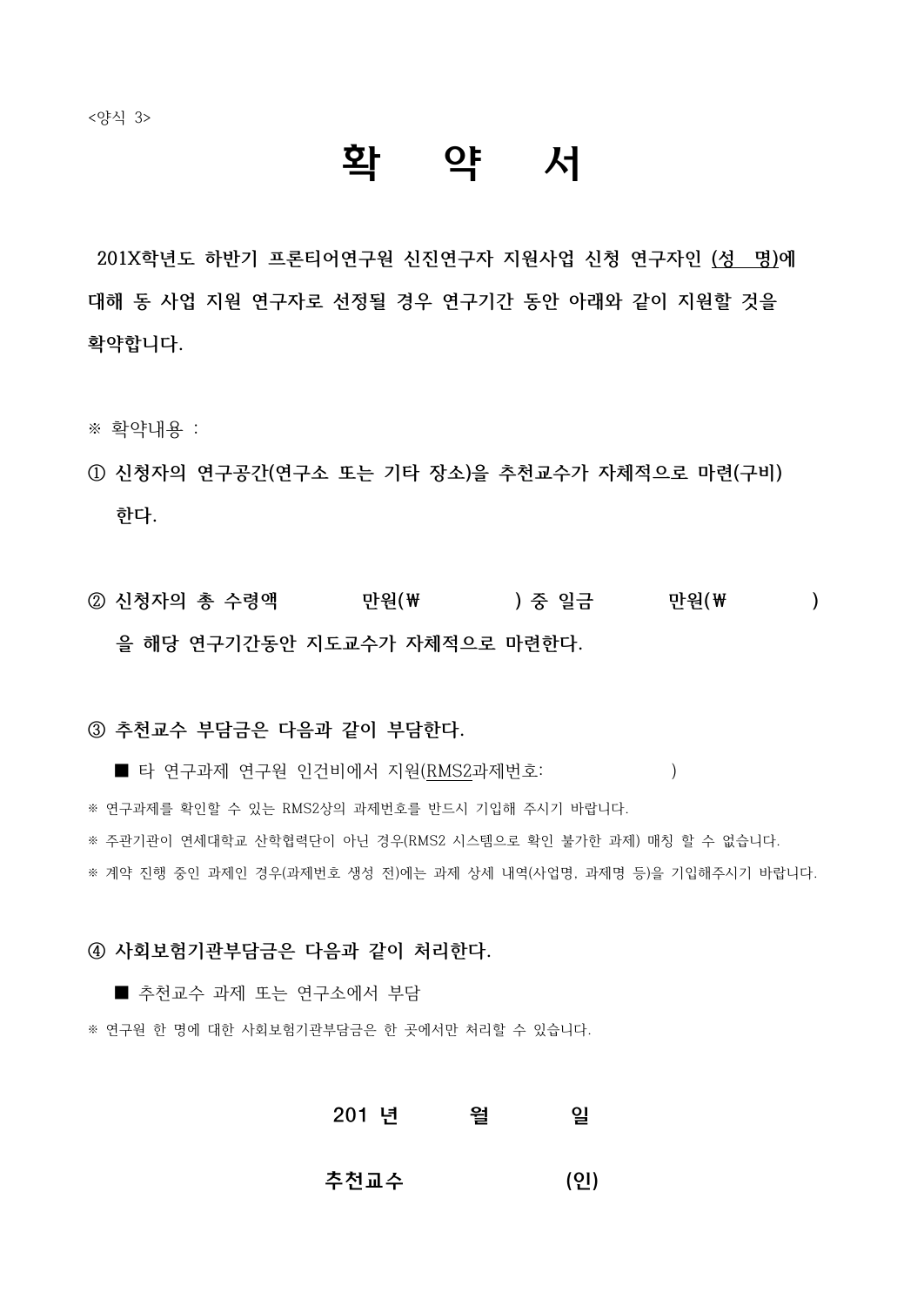<양식 3>

# 확 약 서

**201X학년도 하반기 프론티어연구원 신진연구자 지원사업 신청 연구자인 (성 명)에 대해 동 사업 지원 연구자로 선정될 경우 연구기간 동안 아래와 같이 지원할 것을 확약합니다.**

※ 확약내용 :

**① 신청자의 연구공간(연구소 또는 기타 장소)을 추천교수가 자체적으로 마련(구비) 한다.**

**② 신청자의 총 수령액 만원(₩ ) 중 일금 만원(₩ ) 을 해당 연구기간동안 지도교수가 자체적으로 마련한다.**

**③ 추천교수 부담금은 다음과 같이 부담한다.**

■ 타 연구과제 연구원 인건비에서 지원(RMS2과제번호: )

※ 연구과제를 확인할 수 있는 RMS2상의 과제번호를 반드시 기입해 주시기 바랍니다.

※ 주관기관이 연세대학교 산학협력단이 아닌 경우(RMS2 시스템으로 확인 불가한 과제) 매칭 할 수 없습니다.

※ 계약 진행 중인 과제인 경우(과제번호 생성 전)에는 과제 상세 내역(사업명, 과제명 등)을 기입해주시기 바랍니다.

**④ 사회보험기관부담금은 다음과 같이 처리한다.**

■ 추천교수 과제 또는 연구소에서 부담

※ 연구원 한 명에 대한 사회보험기관부담금은 한 곳에서만 처리할 수 있습니다.

**201 년 월 일**

**추천교수 (인)**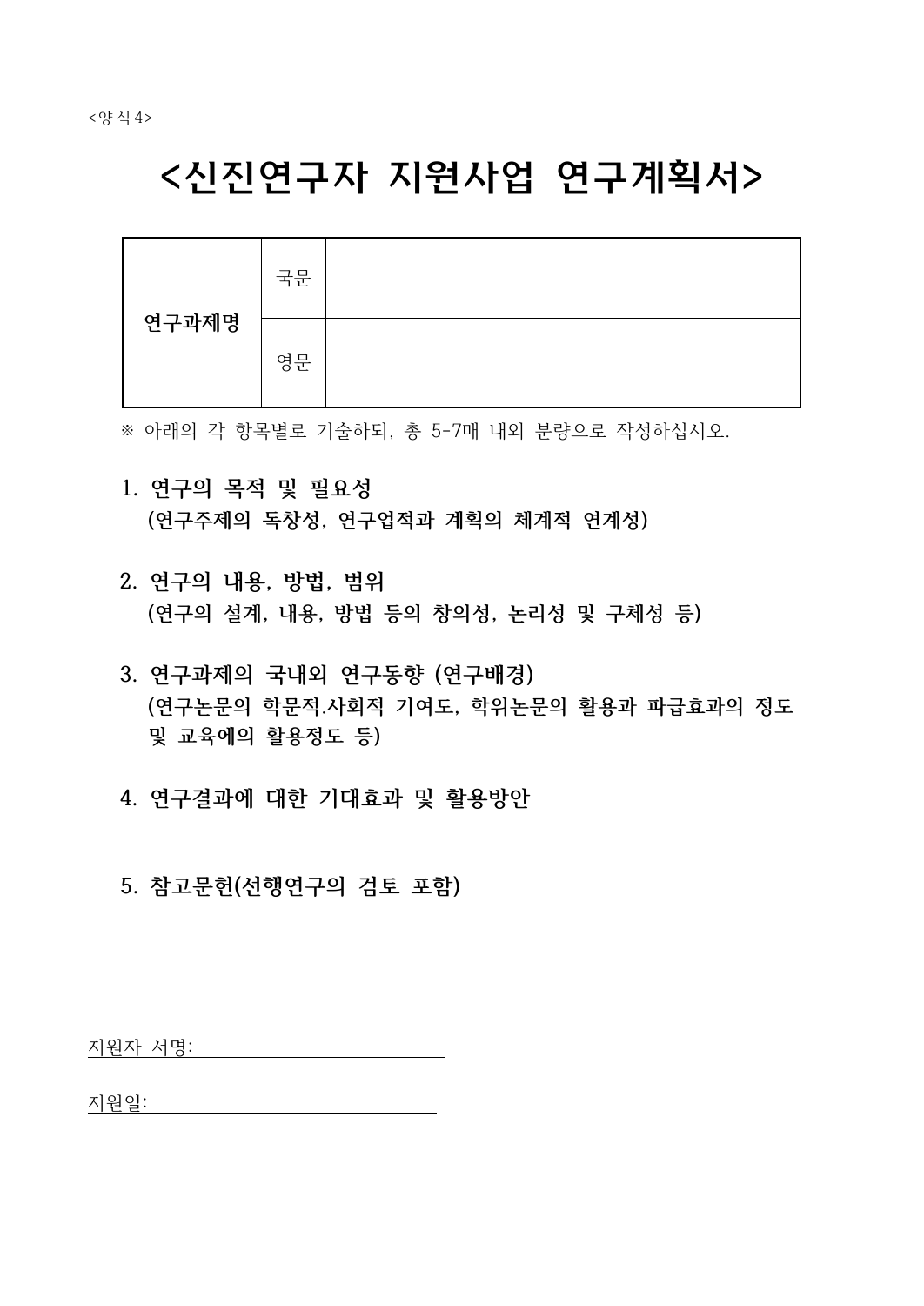<양식4>

# <신진연구자 지원사업 연구계획서>

| 연구과제명 | 국문 | |
|---|---|---|
| | 영문 | |

※ 아래의 각 항목별로 기술하되, 총 5-7매 내외 분량으로 작성하십시오.

**1. 연구의 목적 및 필요성**
**(연구주제의 독창성, 연구업적과 계획의 체계적 연계성)**

**2. 연구의 내용, 방법, 범위**
**(연구의 설계, 내용, 방법 등의 창의성, 논리성 및 구체성 등)**

**3. 연구과제의 국내외 연구동향 (연구배경)**
**(연구논문의 학문적.사회적 기여도, 학위논문의 활용과 파급효과의 정도 및 교육에의 활용정도 등)**

**4. 연구결과에 대한 기대효과 및 활용방안**

**5. 참고문헌(선행연구의 검토 포함)**

지원자 서명: ____________________

지원일: ____________________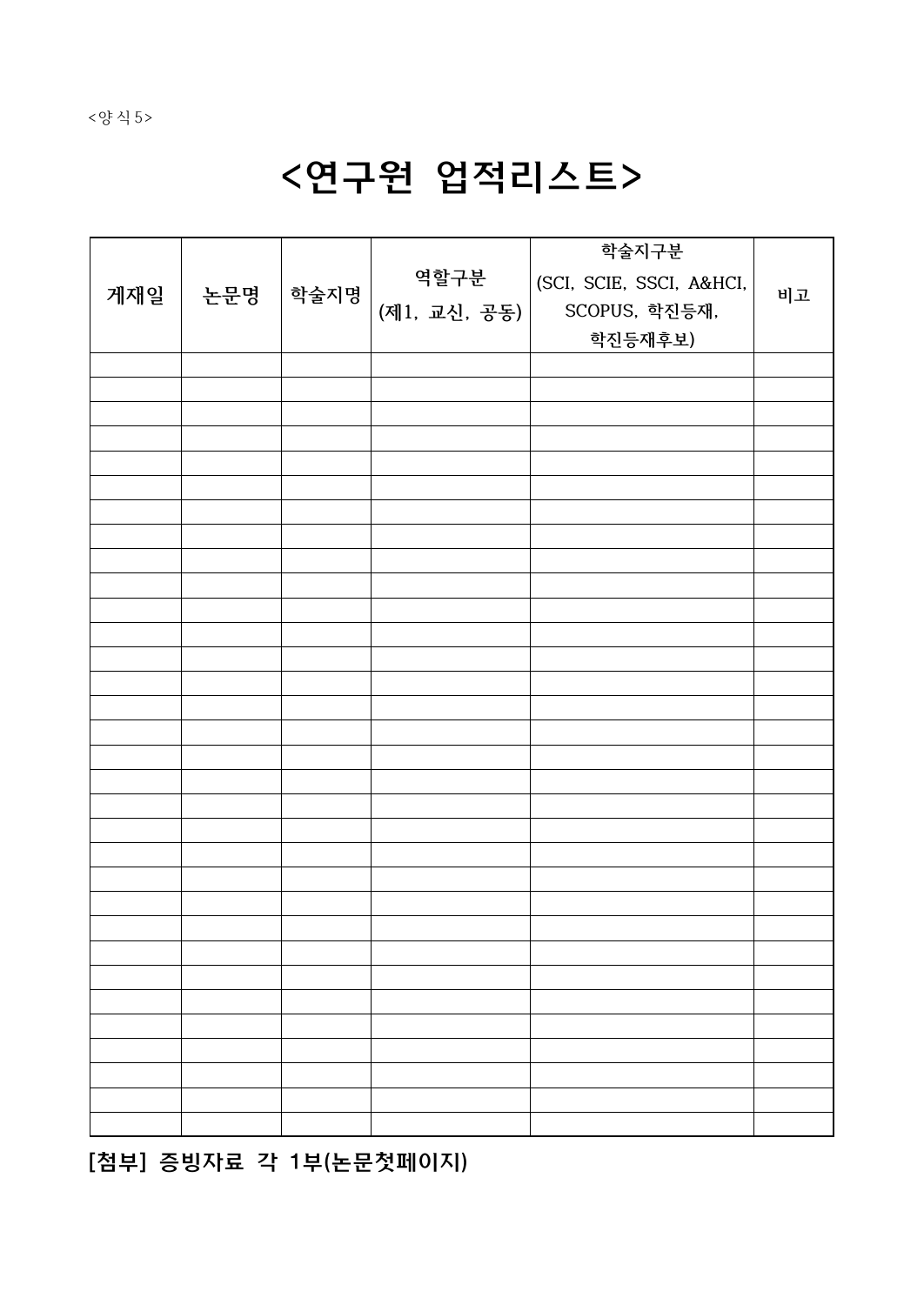<양식5>

# <연구원 업적리스트>

| 게재일 | 논문명 | 학술지명 | 역할구분 (제1, 교신, 공동) | 학술지구분 (SCI, SCIE, SSCI, A&HCI, SCOPUS, 학진등재, 학진등재후보) | 비고 |
|---|---|---|---|---|---|
| | | | | | |
| | | | | | |
| | | | | | |
| | | | | | |
| | | | | | |
| | | | | | |
| | | | | | |
| | | | | | |
| | | | | | |
| | | | | | |
| | | | | | |
| | | | | | |
| | | | | | |
| | | | | | |
| | | | | | |
| | | | | | |
| | | | | | |
| | | | | | |
| | | | | | |
| | | | | | |
| | | | | | |
| | | | | | |
| | | | | | |
| | | | | | |
| | | | | | |
| | | | | | |
| | | | | | |
| | | | | | |
| | | | | | |
| | | | | | |
| | | | | | |
| | | | | | |

**[첨부] 증빙자료 각 1부(논문첫페이지)**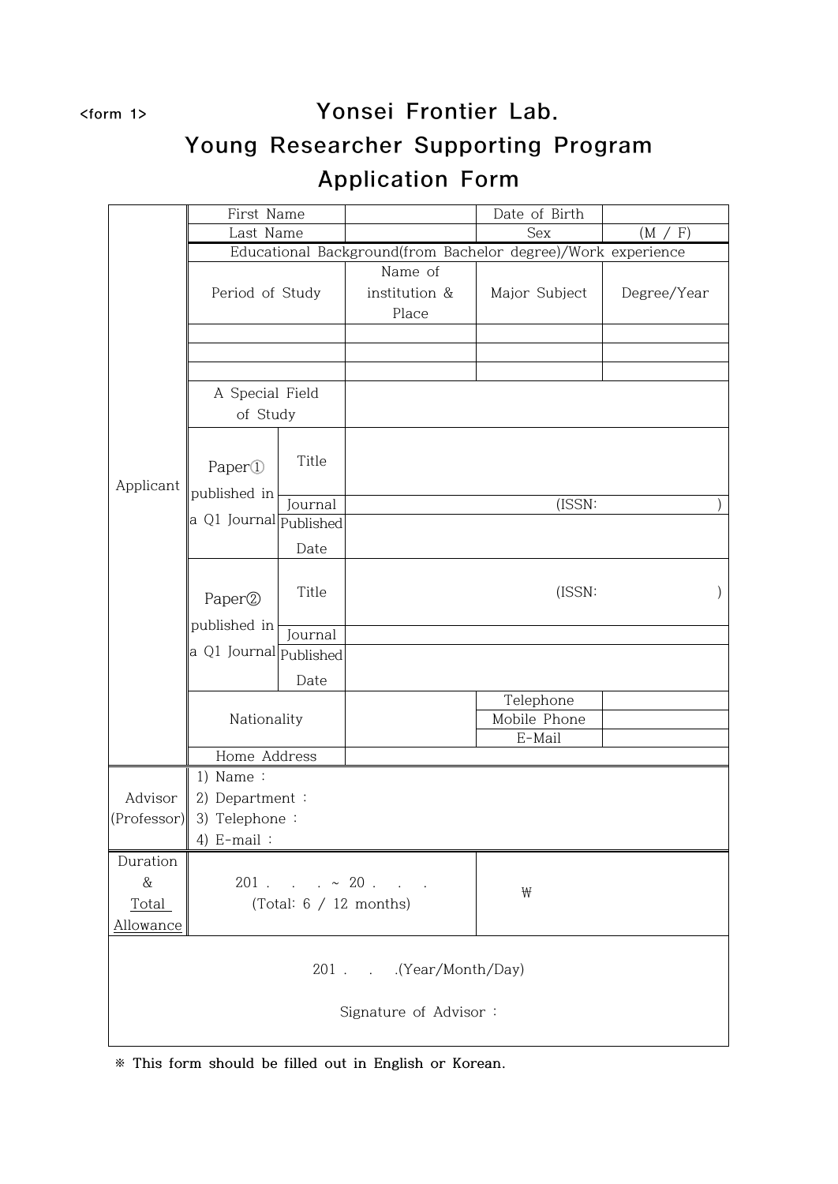<form 1>

# Yonsei Frontier Lab. Young Researcher Supporting Program Application Form

| | | | | | |
|---|---|---|---|---|---|
| Applicant | First Name | | | Date of Birth | |
| | Last Name | | | Sex | (M / F) |
| | Educational Background(from Bachelor degree)/Work experience | | | | |
| | Period of Study | | Name of institution & Place | Major Subject | Degree/Year |
| | | | | | |
| | | | | | |
| | | | | | |
| | A Special Field of Study | | | | |
| | Paper① published in a Q1 Journal | Title | | | |
| | | Journal | (ISSN: ) | | |
| | | Published Date | | | |
| | Paper② published in a Q1 Journal | Title | (ISSN: ) | | |
| | | Journal | | | |
| | | Published Date | | | |
| | Nationality | | | Telephone | |
| | | | | Mobile Phone | |
| | | | | E-Mail | |
| | Home Address | | | | |
| Advisor (Professor) | 1) Name :<br>2) Department :<br>3) Telephone :<br>4) E-mail : | | | | |
| Duration & Total Allowance | 201 . . . ~ 20 . . .<br>(Total: 6 / 12 months) | | | ₩ | |

201 . . .(Year/Month/Day)

Signature of Advisor :

※ This form should be filled out in English or Korean.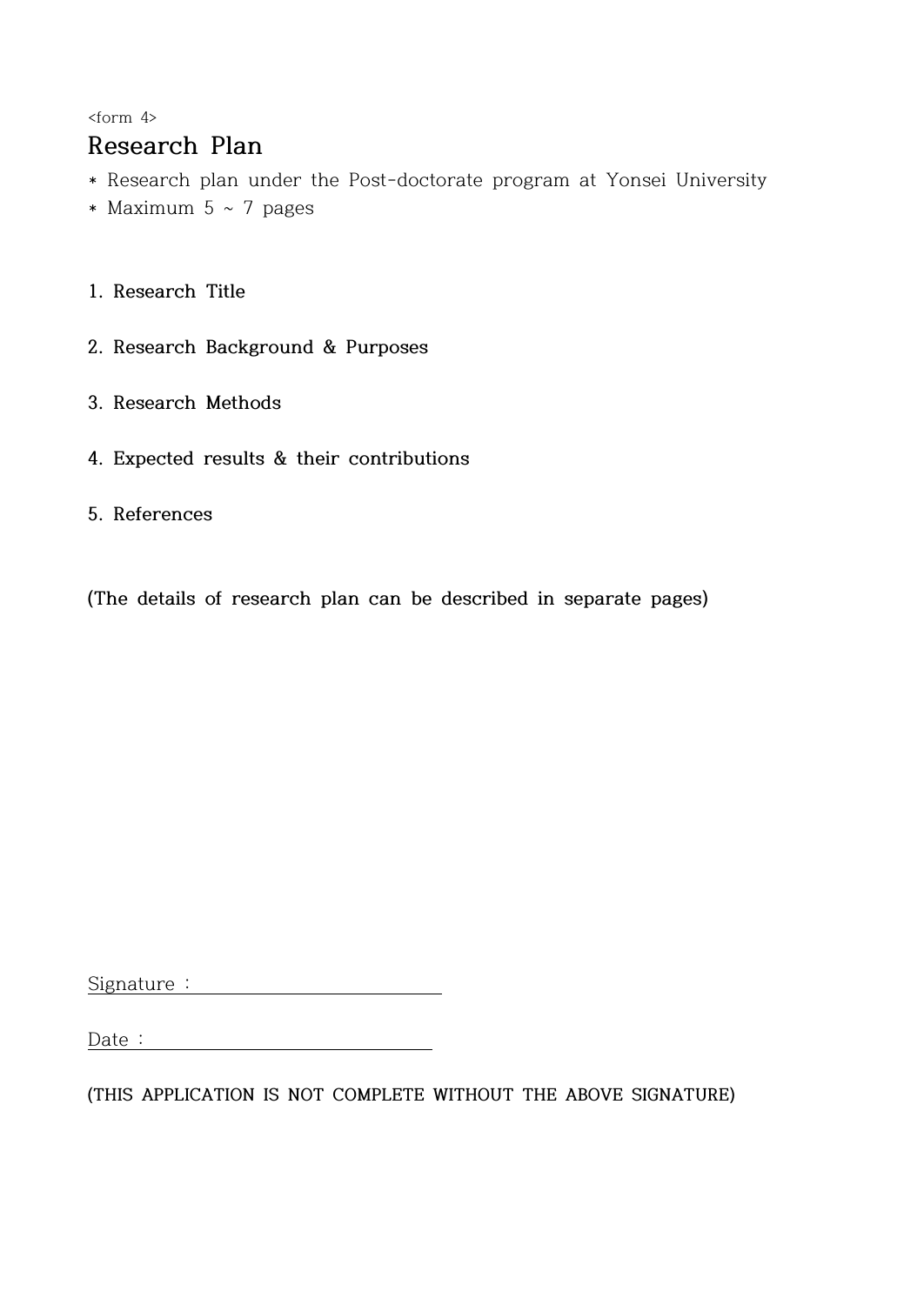<form 4>

# Research Plan

* Research plan under the Post-doctorate program at Yonsei University
* Maximum 5 ~ 7 pages

**1. Research Title**

**2. Research Background & Purposes**

**3. Research Methods**

**4. Expected results & their contributions**

**5. References**

**(The details of research plan can be described in separate pages)**

Signature : ______________________

Date : ______________________

**(THIS APPLICATION IS NOT COMPLETE WITHOUT THE ABOVE SIGNATURE)**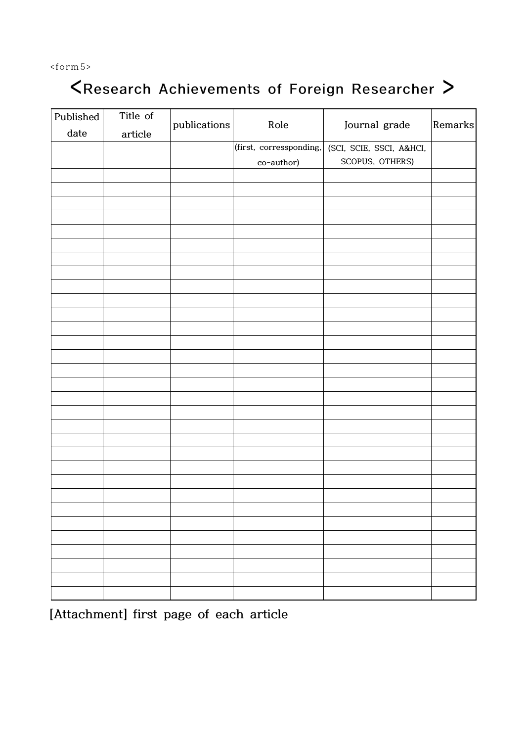<form5>

# <Research Achievements of Foreign Researcher >

| Published date | Title of article | publications | Role | Journal grade | Remarks |
|---|---|---|---|---|---|
| | | | (first, corressponding, co-author) | (SCI, SCIE, SSCI, A&HCI, SCOPUS, OTHERS) | |
| | | | | | |
| | | | | | |
| | | | | | |
| | | | | | |
| | | | | | |
| | | | | | |
| | | | | | |
| | | | | | |
| | | | | | |
| | | | | | |
| | | | | | |
| | | | | | |
| | | | | | |
| | | | | | |
| | | | | | |
| | | | | | |
| | | | | | |
| | | | | | |
| | | | | | |
| | | | | | |
| | | | | | |
| | | | | | |
| | | | | | |
| | | | | | |
| | | | | | |
| | | | | | |
| | | | | | |
| | | | | | |
| | | | | | |
| | | | | | |
| | | | | | |
| | | | | | |
| | | | | | |

[Attachment] first page of each article